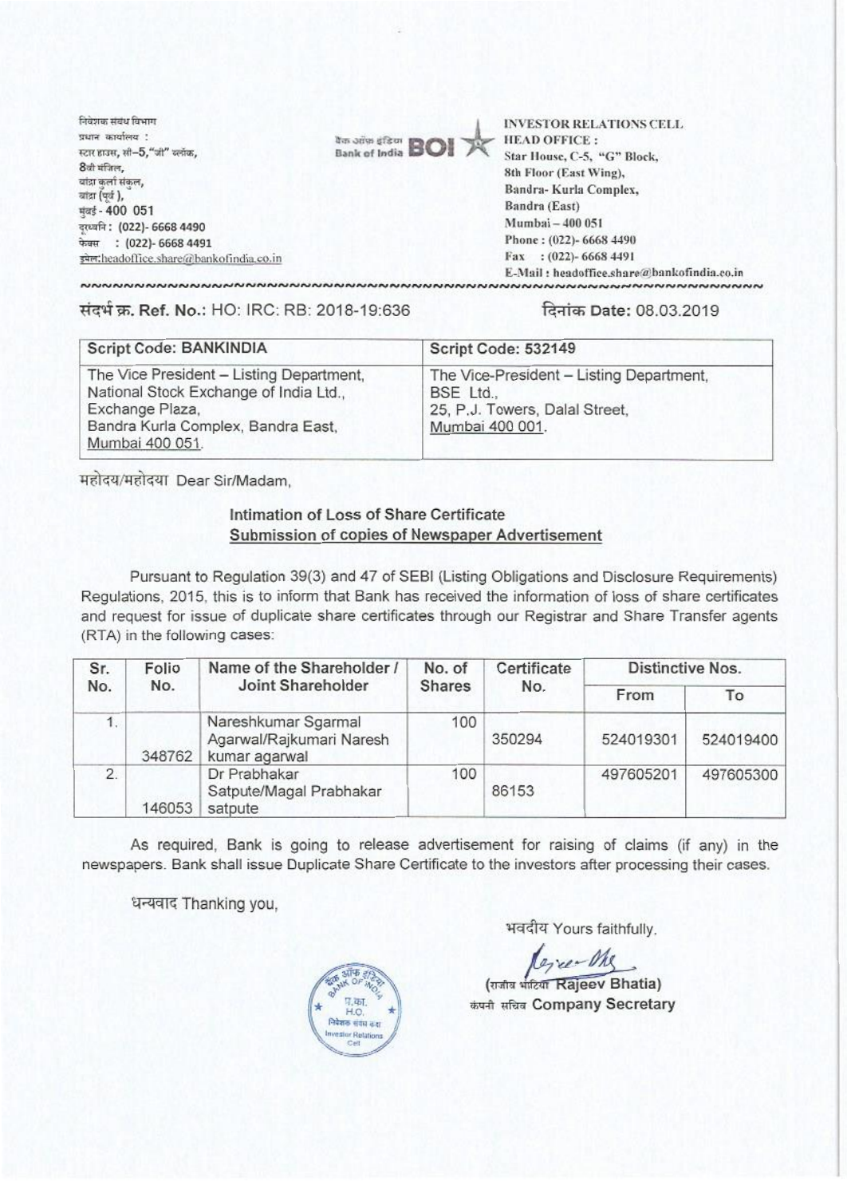निवेशक संबंध विभाग
प्रधान कार्यालय :
स्टार हाउस, सी–5,"जी" ब्लॉक,
8वी मंजिल,
बांद्रा कुर्ला संकुल,
बांद्रा (पूर्व ),
मुंबई - 400 051
दूरध्वनि : (022)- 6668 4490
फेक्स : (022)- 6668 4491
इमेल:headoffice.share@bankofindia.co.in

बैंक ऑफ इंडिया Bank of India BOI

INVESTOR RELATIONS CELL
HEAD OFFICE :
Star House, C-5, "G" Block,
8th Floor (East Wing),
Bandra- Kurla Complex,
Bandra (East)
Mumbai – 400 051
Phone : (022)- 6668 4490
Fax : (022)- 6668 4491
E-Mail : headoffice.share@bankofindia.co.in

संदर्भ क्र. Ref. No.: HO: IRC: RB: 2018-19:636

दिनांक Date: 08.03.2019

| Script Code: BANKINDIA | Script Code: 532149 |
|---|---|
| The Vice President – Listing Department, National Stock Exchange of India Ltd., Exchange Plaza, Bandra Kurla Complex, Bandra East, Mumbai 400 051. | The Vice-President – Listing Department, BSE Ltd., 25, P.J. Towers, Dalal Street, Mumbai 400 001. |

महोदय/महोदया Dear Sir/Madam,

**Intimation of Loss of Share Certificate**
**Submission of copies of Newspaper Advertisement**

Pursuant to Regulation 39(3) and 47 of SEBI (Listing Obligations and Disclosure Requirements) Regulations, 2015, this is to inform that Bank has received the information of loss of share certificates and request for issue of duplicate share certificates through our Registrar and Share Transfer agents (RTA) in the following cases:

| Sr. No. | Folio No. | Name of the Shareholder / Joint Shareholder | No. of Shares | Certificate No. | Distinctive Nos. | |
|---|---|---|---|---|---|---|
| | | | | | From | To |
| 1. | 348762 | Nareshkumar Sgarmal Agarwal/Rajkumari Naresh kumar agarwal | 100 | 350294 | 524019301 | 524019400 |
| 2. | 146053 | Dr Prabhakar Satpute/Magal Prabhakar satpute | 100 | 86153 | 497605201 | 497605300 |

As required, Bank is going to release advertisement for raising of claims (if any) in the newspapers. Bank shall issue Duplicate Share Certificate to the investors after processing their cases.

धन्यवाद Thanking you,

भवदीय Yours faithfully,

(राजीव भाटिया Rajeev Bhatia)
कंपनी सचिव Company Secretary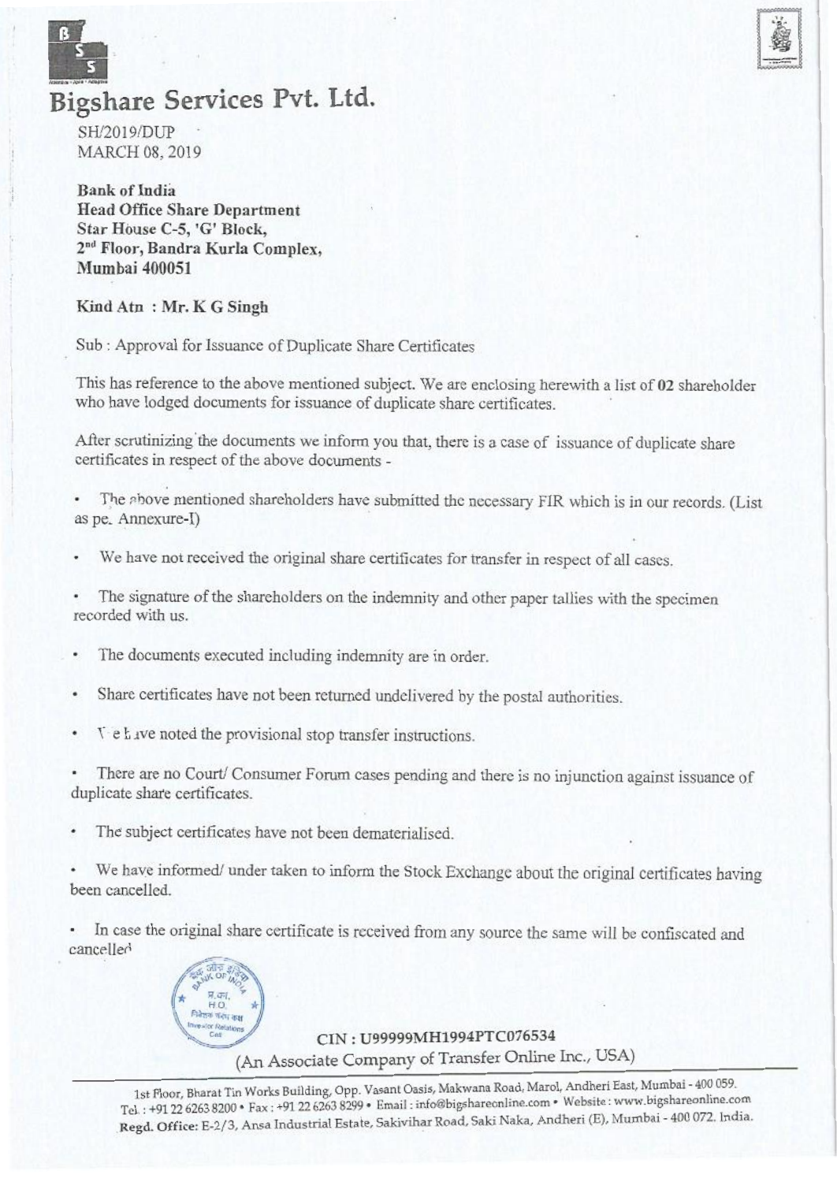# Bigshare Services Pvt. Ltd.

SH/2019/DUP
MARCH 08, 2019

**Bank of India**
**Head Office Share Department**
**Star House C-5, 'G' Block,**
**2nd Floor, Bandra Kurla Complex,**
**Mumbai 400051**

**Kind Atn : Mr. K G Singh**

Sub : Approval for Issuance of Duplicate Share Certificates

This has reference to the above mentioned subject. We are enclosing herewith a list of **02** shareholder who have lodged documents for issuance of duplicate share certificates.

After scrutinizing the documents we inform you that, there is a case of issuance of duplicate share certificates in respect of the above documents -

- The above mentioned shareholders have submitted the necessary FIR which is in our records. (List as per Annexure-I)
- We have not received the original share certificates for transfer in respect of all cases.
- The signature of the shareholders on the indemnity and other paper tallies with the specimen recorded with us.
- The documents executed including indemnity are in order.
- Share certificates have not been returned undelivered by the postal authorities.
- We have noted the provisional stop transfer instructions.
- There are no Court/ Consumer Forum cases pending and there is no injunction against issuance of duplicate share certificates.
- The subject certificates have not been dematerialised.
- We have informed/ under taken to inform the Stock Exchange about the original certificates having been cancelled.
- In case the original share certificate is received from any source the same will be confiscated and cancelled

CIN : U99999MH1994PTC076534
(An Associate Company of Transfer Online Inc., USA)

1st Floor, Bharat Tin Works Building, Opp. Vasant Oasis, Makwana Road, Marol, Andheri East, Mumbai - 400 059.
Tel. : +91 22 6263 8200 • Fax : +91 22 6263 8299 • Email : info@bigshareonline.com • Website : www.bigshareonline.com
Regd. Office: E-2/3, Ansa Industrial Estate, Sakivihar Road, Saki Naka, Andheri (E), Mumbai - 400 072. India.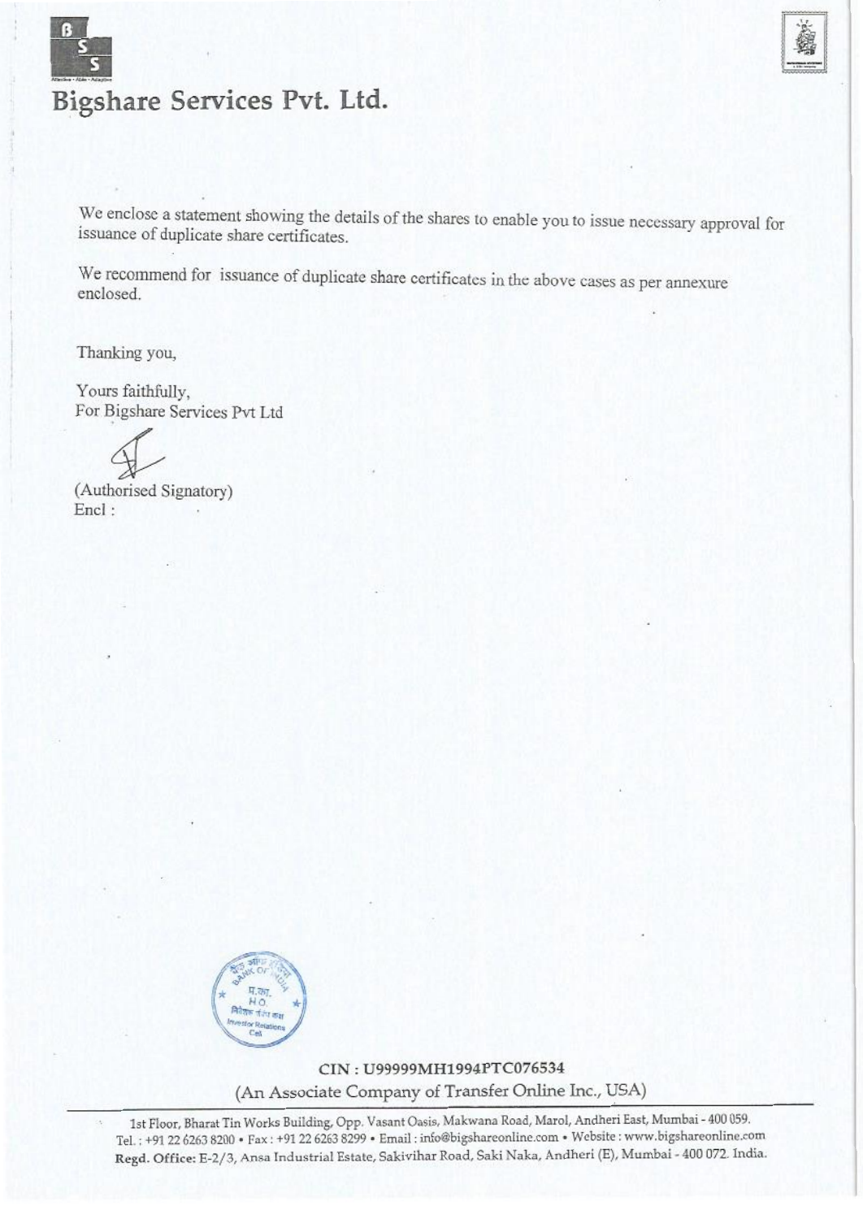# Bigshare Services Pvt. Ltd.

We enclose a statement showing the details of the shares to enable you to issue necessary approval for issuance of duplicate share certificates.

We recommend for issuance of duplicate share certificates in the above cases as per annexure enclosed.

Thanking you,

Yours faithfully,
For Bigshare Services Pvt Ltd

(Authorised Signatory)
Encl :

CIN : U99999MH1994PTC076534
(An Associate Company of Transfer Online Inc., USA)

1st Floor, Bharat Tin Works Building, Opp. Vasant Oasis, Makwana Road, Marol, Andheri East, Mumbai - 400 059.
Tel. : +91 22 6263 8200 • Fax : +91 22 6263 8299 • Email : info@bigshareonline.com • Website : www.bigshareonline.com
**Regd. Office:** E-2/3, Ansa Industrial Estate, Sakivihar Road, Saki Naka, Andheri (E), Mumbai - 400 072. India.